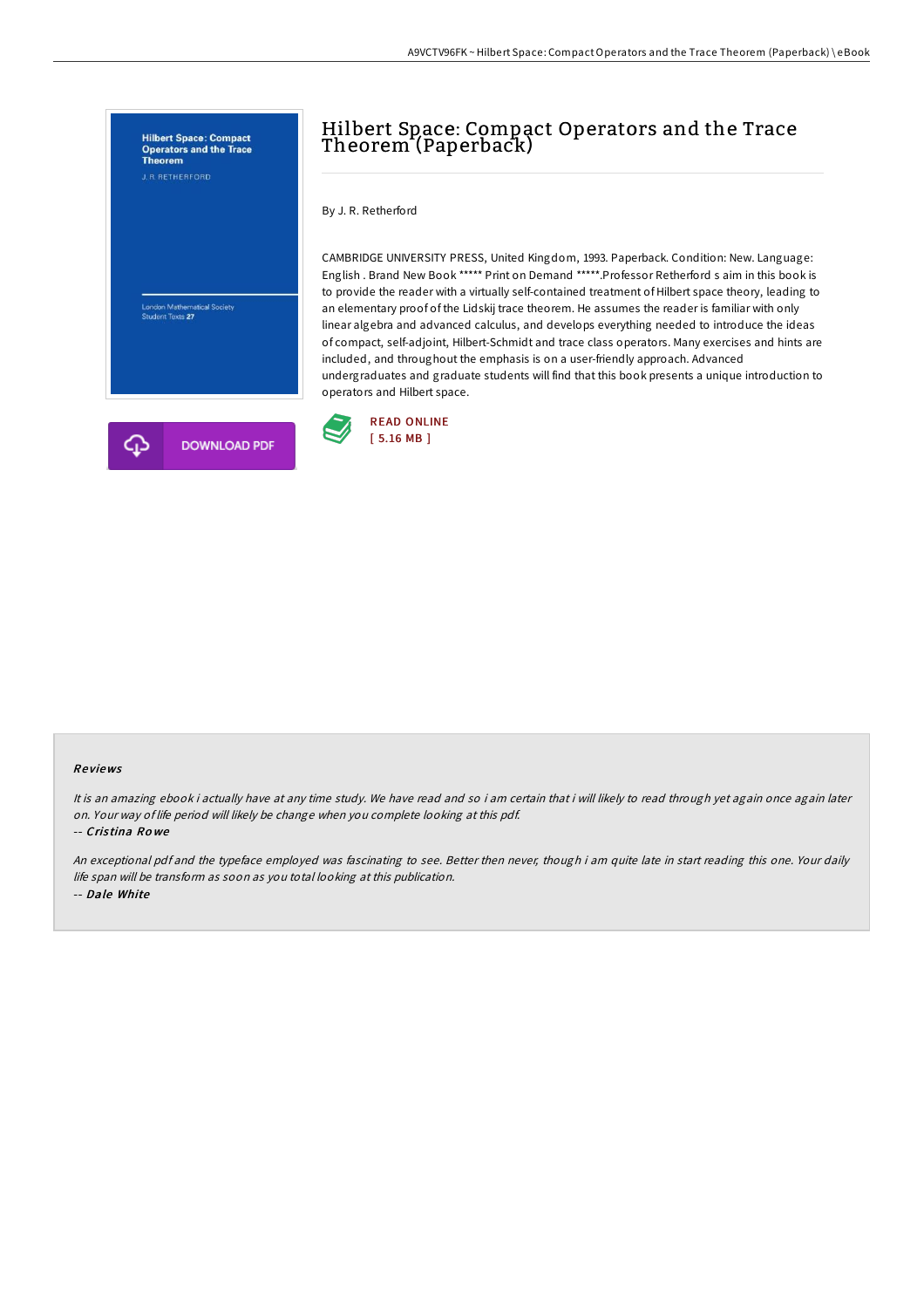# Hilbert Space: Compact Operators and the Trace Theorem (Paperback)

By J. R. Retherford

CAMBRIDGE UNIVERSITY PRESS, United Kingdom, 1993. Paperback. Condition: New. Language: English . Brand New Book ***** Print on Demand *****.Professor Retherford s aim in this book is to provide the reader with a virtually self-contained treatment of Hilbert space theory, leading to an elementary proof of the Lidskij trace theorem. He assumes the reader is familiar with only linear algebra and advanced calculus, and develops everything needed to introduce the ideas of compact, self-adjoint, Hilbert-Schmidt and trace class operators. Many exercises and hints are included, and throughout the emphasis is on a user-friendly approach. Advanced undergraduates and graduate students will find that this book presents a unique introduction to operators and Hilbert space.

READ ONLINE
[ 5.16 MB ]

## Reviews

*It is an amazing ebook i actually have at any time study. We have read and so i am certain that i will likely to read through yet again once again later on. Your way of life period will likely be change when you complete looking at this pdf.*

-- *Cristina Rowe*

*An exceptional pdf and the typeface employed was fascinating to see. Better then never, though i am quite late in start reading this one. Your daily life span will be transform as soon as you total looking at this publication.*

-- *Dale White*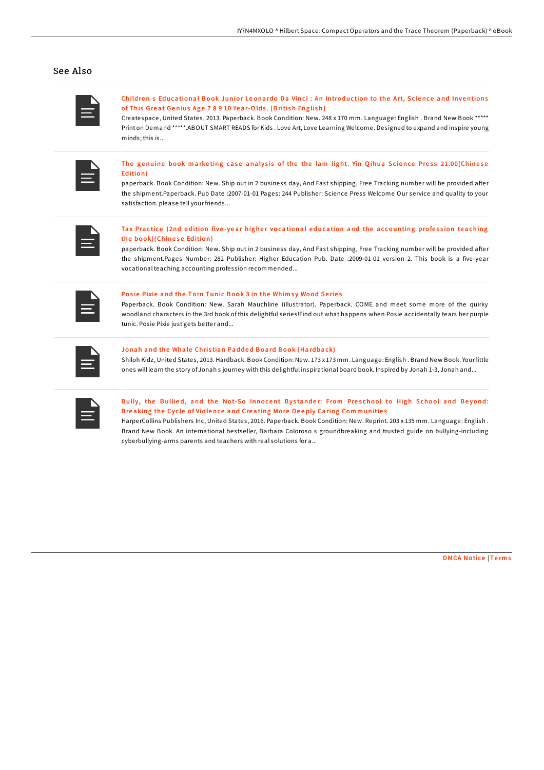## See Also

**Children s Educational Book Junior Leonardo Da Vinci : An Introduction to the Art, Science and Inventions of This Great Genius Age 7 8 9 10 Year-Olds. [British English]**

Createspace, United States, 2013. Paperback. Book Condition: New. 248 x 170 mm. Language: English . Brand New Book ***** Print on Demand *****.ABOUT SMART READS for Kids . Love Art, Love Learning Welcome. Designed to expand and inspire young minds; this is...

**The genuine book marketing case analysis of the the lam light. Yin Qihua Science Press 21.00(Chinese Edition)**

paperback. Book Condition: New. Ship out in 2 business day, And Fast shipping, Free Tracking number will be provided after the shipment.Paperback. Pub Date :2007-01-01 Pages: 244 Publisher: Science Press Welcome Our service and quality to your satisfaction. please tell your friends...

**Tax Practice (2nd edition five-year higher vocational education and the accounting profession teaching the book)(Chinese Edition)**

paperback. Book Condition: New. Ship out in 2 business day, And Fast shipping, Free Tracking number will be provided after the shipment.Pages Number: 282 Publisher: Higher Education Pub. Date :2009-01-01 version 2. This book is a five-year vocational teaching accounting profession recommended...

**Posie Pixie and the Torn Tunic Book 3 in the Whimsy Wood Series**

Paperback. Book Condition: New. Sarah Mauchline (illustrator). Paperback. COME and meet some more of the quirky woodland characters in the 3rd book of this delightful series!Find out what happens when Posie accidentally tears her purple tunic. Posie Pixie just gets better and...

**Jonah and the Whale Christian Padded Board Book (Hardback)**

Shiloh Kidz, United States, 2013. Hardback. Book Condition: New. 173 x 173 mm. Language: English . Brand New Book. Your little ones will learn the story of Jonah s journey with this delightful inspirational board book. Inspired by Jonah 1-3, Jonah and...

**Bully, the Bullied, and the Not-So Innocent Bystander: From Preschool to High School and Beyond: Breaking the Cycle of Violence and Creating More Deeply Caring Communities**

HarperCollins Publishers Inc, United States, 2016. Paperback. Book Condition: New. Reprint. 203 x 135 mm. Language: English . Brand New Book. An international bestseller, Barbara Coloroso s groundbreaking and trusted guide on bullying-including cyberbullying-arms parents and teachers with real solutions for a...